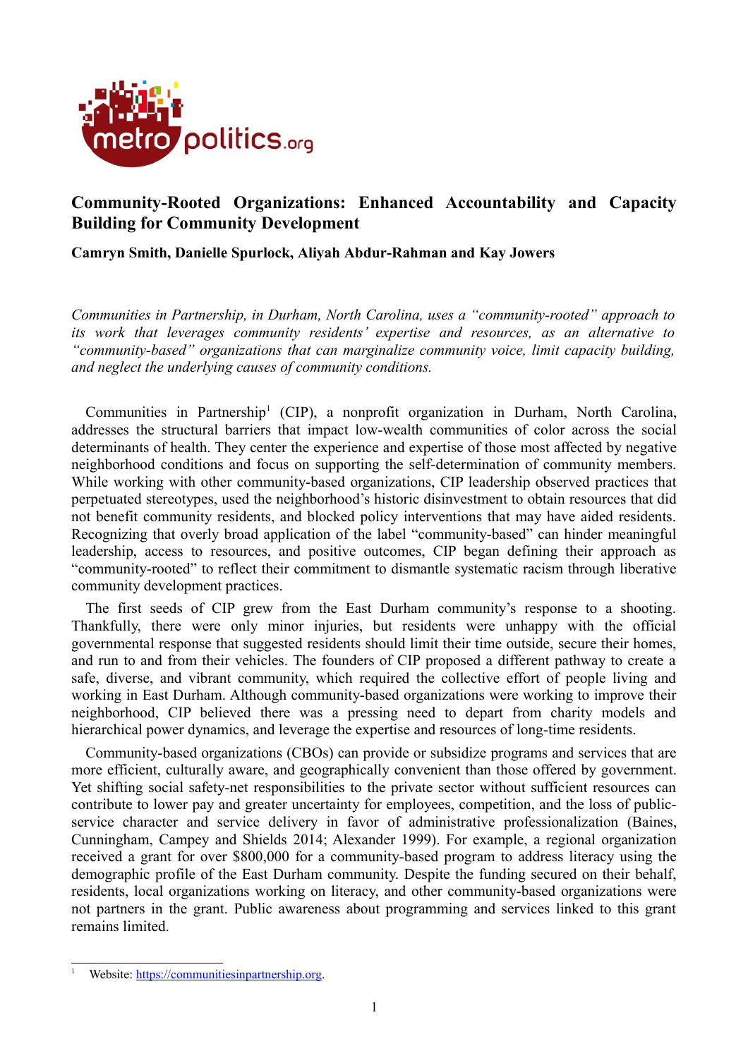# Community-Rooted Organizations: Enhanced Accountability and Capacity Building for Community Development

**Camryn Smith, Danielle Spurlock, Aliyah Abdur-Rahman and Kay Jowers**

*Communities in Partnership, in Durham, North Carolina, uses a "community-rooted" approach to its work that leverages community residents' expertise and resources, as an alternative to "community-based" organizations that can marginalize community voice, limit capacity building, and neglect the underlying causes of community conditions.*

Communities in Partnership[1] (CIP), a nonprofit organization in Durham, North Carolina, addresses the structural barriers that impact low-wealth communities of color across the social determinants of health. They center the experience and expertise of those most affected by negative neighborhood conditions and focus on supporting the self-determination of community members. While working with other community-based organizations, CIP leadership observed practices that perpetuated stereotypes, used the neighborhood's historic disinvestment to obtain resources that did not benefit community residents, and blocked policy interventions that may have aided residents. Recognizing that overly broad application of the label "community-based" can hinder meaningful leadership, access to resources, and positive outcomes, CIP began defining their approach as "community-rooted" to reflect their commitment to dismantle systematic racism through liberative community development practices.

The first seeds of CIP grew from the East Durham community's response to a shooting. Thankfully, there were only minor injuries, but residents were unhappy with the official governmental response that suggested residents should limit their time outside, secure their homes, and run to and from their vehicles. The founders of CIP proposed a different pathway to create a safe, diverse, and vibrant community, which required the collective effort of people living and working in East Durham. Although community-based organizations were working to improve their neighborhood, CIP believed there was a pressing need to depart from charity models and hierarchical power dynamics, and leverage the expertise and resources of long-time residents.

Community-based organizations (CBOs) can provide or subsidize programs and services that are more efficient, culturally aware, and geographically convenient than those offered by government. Yet shifting social safety-net responsibilities to the private sector without sufficient resources can contribute to lower pay and greater uncertainty for employees, competition, and the loss of public-service character and service delivery in favor of administrative professionalization (Baines, Cunningham, Campey and Shields 2014; Alexander 1999). For example, a regional organization received a grant for over $800,000 for a community-based program to address literacy using the demographic profile of the East Durham community. Despite the funding secured on their behalf, residents, local organizations working on literacy, and other community-based organizations were not partners in the grant. Public awareness about programming and services linked to this grant remains limited.

[1] Website: https://communitiesinpartnership.org.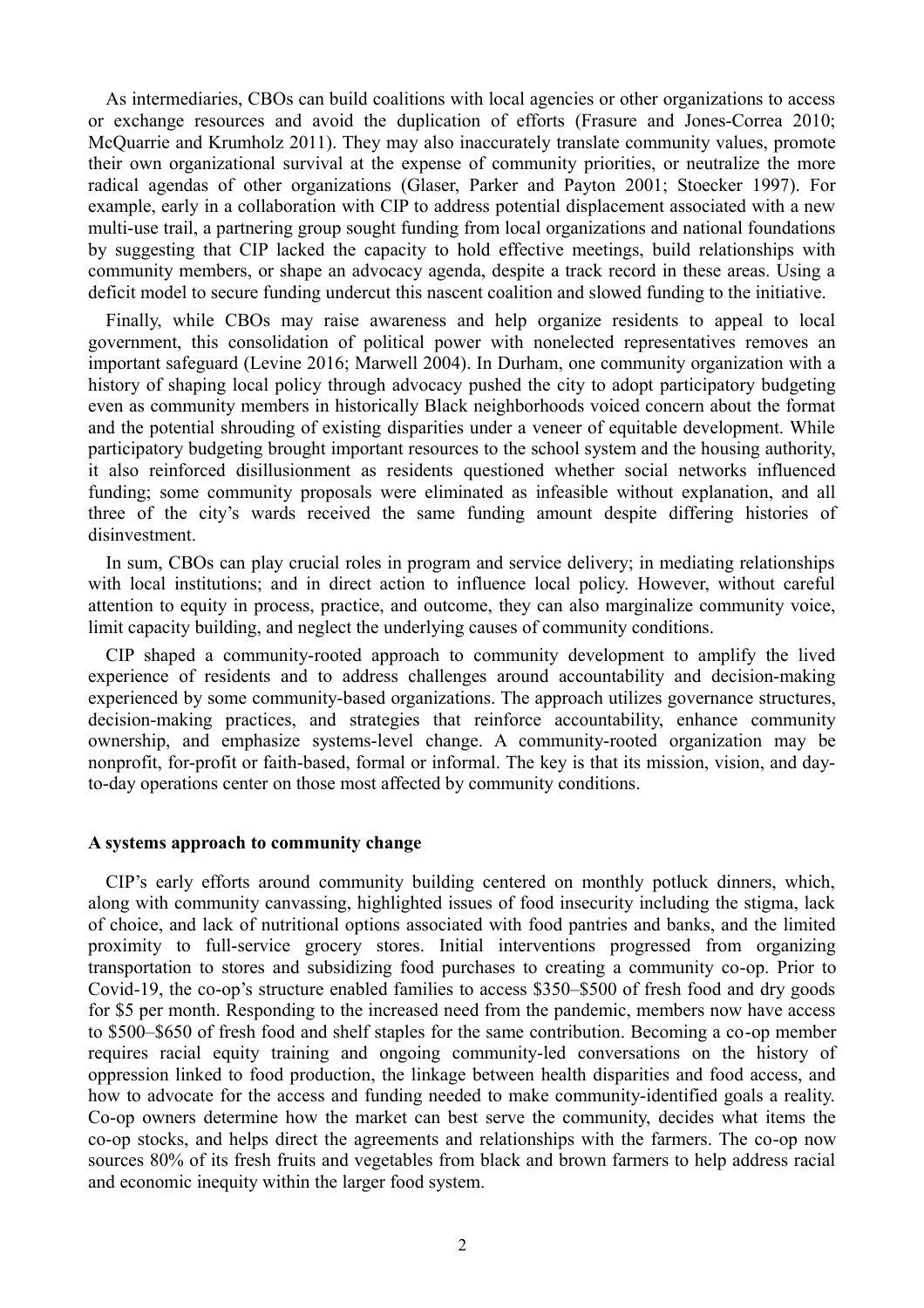As intermediaries, CBOs can build coalitions with local agencies or other organizations to access or exchange resources and avoid the duplication of efforts (Frasure and Jones-Correa 2010; McQuarrie and Krumholz 2011). They may also inaccurately translate community values, promote their own organizational survival at the expense of community priorities, or neutralize the more radical agendas of other organizations (Glaser, Parker and Payton 2001; Stoecker 1997). For example, early in a collaboration with CIP to address potential displacement associated with a new multi-use trail, a partnering group sought funding from local organizations and national foundations by suggesting that CIP lacked the capacity to hold effective meetings, build relationships with community members, or shape an advocacy agenda, despite a track record in these areas. Using a deficit model to secure funding undercut this nascent coalition and slowed funding to the initiative.

Finally, while CBOs may raise awareness and help organize residents to appeal to local government, this consolidation of political power with nonelected representatives removes an important safeguard (Levine 2016; Marwell 2004). In Durham, one community organization with a history of shaping local policy through advocacy pushed the city to adopt participatory budgeting even as community members in historically Black neighborhoods voiced concern about the format and the potential shrouding of existing disparities under a veneer of equitable development. While participatory budgeting brought important resources to the school system and the housing authority, it also reinforced disillusionment as residents questioned whether social networks influenced funding; some community proposals were eliminated as infeasible without explanation, and all three of the city's wards received the same funding amount despite differing histories of disinvestment.

In sum, CBOs can play crucial roles in program and service delivery; in mediating relationships with local institutions; and in direct action to influence local policy. However, without careful attention to equity in process, practice, and outcome, they can also marginalize community voice, limit capacity building, and neglect the underlying causes of community conditions.

CIP shaped a community-rooted approach to community development to amplify the lived experience of residents and to address challenges around accountability and decision-making experienced by some community-based organizations. The approach utilizes governance structures, decision-making practices, and strategies that reinforce accountability, enhance community ownership, and emphasize systems-level change. A community-rooted organization may be nonprofit, for-profit or faith-based, formal or informal. The key is that its mission, vision, and day-to-day operations center on those most affected by community conditions.

**A systems approach to community change**

CIP's early efforts around community building centered on monthly potluck dinners, which, along with community canvassing, highlighted issues of food insecurity including the stigma, lack of choice, and lack of nutritional options associated with food pantries and banks, and the limited proximity to full-service grocery stores. Initial interventions progressed from organizing transportation to stores and subsidizing food purchases to creating a community co-op. Prior to Covid-19, the co-op's structure enabled families to access \$350–\$500 of fresh food and dry goods for \$5 per month. Responding to the increased need from the pandemic, members now have access to \$500–\$650 of fresh food and shelf staples for the same contribution. Becoming a co-op member requires racial equity training and ongoing community-led conversations on the history of oppression linked to food production, the linkage between health disparities and food access, and how to advocate for the access and funding needed to make community-identified goals a reality. Co-op owners determine how the market can best serve the community, decides what items the co-op stocks, and helps direct the agreements and relationships with the farmers. The co-op now sources 80% of its fresh fruits and vegetables from black and brown farmers to help address racial and economic inequity within the larger food system.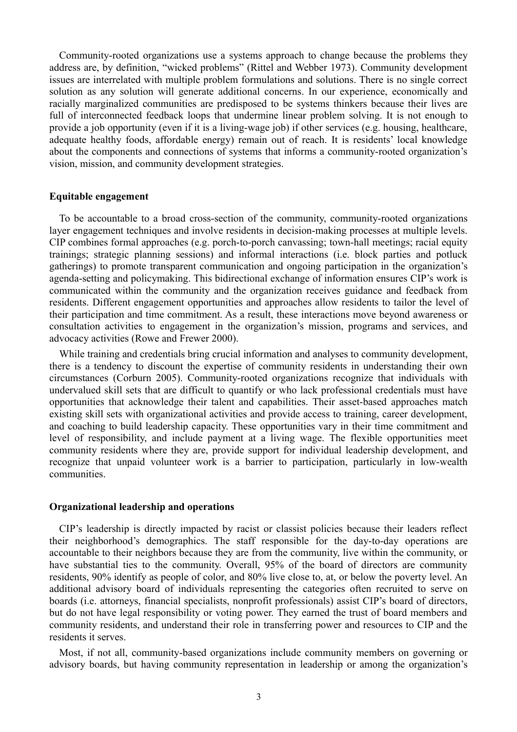Community-rooted organizations use a systems approach to change because the problems they address are, by definition, "wicked problems" (Rittel and Webber 1973). Community development issues are interrelated with multiple problem formulations and solutions. There is no single correct solution as any solution will generate additional concerns. In our experience, economically and racially marginalized communities are predisposed to be systems thinkers because their lives are full of interconnected feedback loops that undermine linear problem solving. It is not enough to provide a job opportunity (even if it is a living-wage job) if other services (e.g. housing, healthcare, adequate healthy foods, affordable energy) remain out of reach. It is residents' local knowledge about the components and connections of systems that informs a community-rooted organization's vision, mission, and community development strategies.

**Equitable engagement**

To be accountable to a broad cross-section of the community, community-rooted organizations layer engagement techniques and involve residents in decision-making processes at multiple levels. CIP combines formal approaches (e.g. porch-to-porch canvassing; town-hall meetings; racial equity trainings; strategic planning sessions) and informal interactions (i.e. block parties and potluck gatherings) to promote transparent communication and ongoing participation in the organization's agenda-setting and policymaking. This bidirectional exchange of information ensures CIP's work is communicated within the community and the organization receives guidance and feedback from residents. Different engagement opportunities and approaches allow residents to tailor the level of their participation and time commitment. As a result, these interactions move beyond awareness or consultation activities to engagement in the organization's mission, programs and services, and advocacy activities (Rowe and Frewer 2000).

While training and credentials bring crucial information and analyses to community development, there is a tendency to discount the expertise of community residents in understanding their own circumstances (Corburn 2005). Community-rooted organizations recognize that individuals with undervalued skill sets that are difficult to quantify or who lack professional credentials must have opportunities that acknowledge their talent and capabilities. Their asset-based approaches match existing skill sets with organizational activities and provide access to training, career development, and coaching to build leadership capacity. These opportunities vary in their time commitment and level of responsibility, and include payment at a living wage. The flexible opportunities meet community residents where they are, provide support for individual leadership development, and recognize that unpaid volunteer work is a barrier to participation, particularly in low-wealth communities.

**Organizational leadership and operations**

CIP's leadership is directly impacted by racist or classist policies because their leaders reflect their neighborhood's demographics. The staff responsible for the day-to-day operations are accountable to their neighbors because they are from the community, live within the community, or have substantial ties to the community. Overall, 95% of the board of directors are community residents, 90% identify as people of color, and 80% live close to, at, or below the poverty level. An additional advisory board of individuals representing the categories often recruited to serve on boards (i.e. attorneys, financial specialists, nonprofit professionals) assist CIP's board of directors, but do not have legal responsibility or voting power. They earned the trust of board members and community residents, and understand their role in transferring power and resources to CIP and the residents it serves.

Most, if not all, community-based organizations include community members on governing or advisory boards, but having community representation in leadership or among the organization's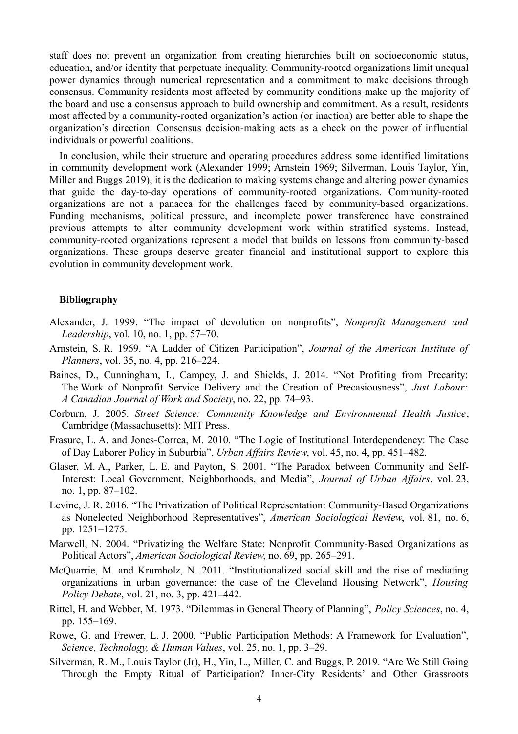staff does not prevent an organization from creating hierarchies built on socioeconomic status, education, and/or identity that perpetuate inequality. Community-rooted organizations limit unequal power dynamics through numerical representation and a commitment to make decisions through consensus. Community residents most affected by community conditions make up the majority of the board and use a consensus approach to build ownership and commitment. As a result, residents most affected by a community-rooted organization's action (or inaction) are better able to shape the organization's direction. Consensus decision-making acts as a check on the power of influential individuals or powerful coalitions.

In conclusion, while their structure and operating procedures address some identified limitations in community development work (Alexander 1999; Arnstein 1969; Silverman, Louis Taylor, Yin, Miller and Buggs 2019), it is the dedication to making systems change and altering power dynamics that guide the day-to-day operations of community-rooted organizations. Community-rooted organizations are not a panacea for the challenges faced by community-based organizations. Funding mechanisms, political pressure, and incomplete power transference have constrained previous attempts to alter community development work within stratified systems. Instead, community-rooted organizations represent a model that builds on lessons from community-based organizations. These groups deserve greater financial and institutional support to explore this evolution in community development work.

## Bibliography

Alexander, J. 1999. "The impact of devolution on nonprofits", *Nonprofit Management and Leadership*, vol. 10, no. 1, pp. 57–70.

Arnstein, S. R. 1969. "A Ladder of Citizen Participation", *Journal of the American Institute of Planners*, vol. 35, no. 4, pp. 216–224.

Baines, D., Cunningham, I., Campey, J. and Shields, J. 2014. "Not Profiting from Precarity: The Work of Nonprofit Service Delivery and the Creation of Precasiousness", *Just Labour: A Canadian Journal of Work and Society*, no. 22, pp. 74–93.

Corburn, J. 2005. *Street Science: Community Knowledge and Environmental Health Justice*, Cambridge (Massachusetts): MIT Press.

Frasure, L. A. and Jones-Correa, M. 2010. "The Logic of Institutional Interdependency: The Case of Day Laborer Policy in Suburbia", *Urban Affairs Review*, vol. 45, no. 4, pp. 451–482.

Glaser, M. A., Parker, L. E. and Payton, S. 2001. "The Paradox between Community and Self-Interest: Local Government, Neighborhoods, and Media", *Journal of Urban Affairs*, vol. 23, no. 1, pp. 87–102.

Levine, J. R. 2016. "The Privatization of Political Representation: Community-Based Organizations as Nonelected Neighborhood Representatives", *American Sociological Review*, vol. 81, no. 6, pp. 1251–1275.

Marwell, N. 2004. "Privatizing the Welfare State: Nonprofit Community-Based Organizations as Political Actors", *American Sociological Review*, no. 69, pp. 265–291.

McQuarrie, M. and Krumholz, N. 2011. "Institutionalized social skill and the rise of mediating organizations in urban governance: the case of the Cleveland Housing Network", *Housing Policy Debate*, vol. 21, no. 3, pp. 421–442.

Rittel, H. and Webber, M. 1973. "Dilemmas in General Theory of Planning", *Policy Sciences*, no. 4, pp. 155–169.

Rowe, G. and Frewer, L. J. 2000. "Public Participation Methods: A Framework for Evaluation", *Science, Technology, & Human Values*, vol. 25, no. 1, pp. 3–29.

Silverman, R. M., Louis Taylor (Jr), H., Yin, L., Miller, C. and Buggs, P. 2019. "Are We Still Going Through the Empty Ritual of Participation? Inner-City Residents' and Other Grassroots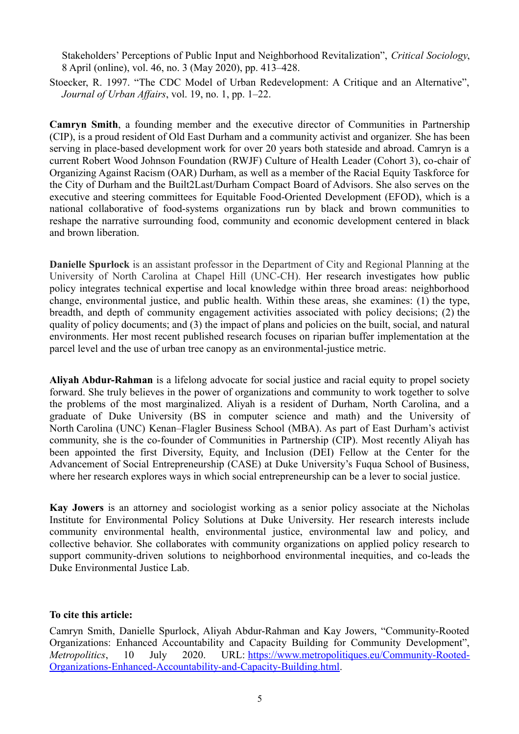Stakeholders' Perceptions of Public Input and Neighborhood Revitalization", *Critical Sociology*, 8 April (online), vol. 46, no. 3 (May 2020), pp. 413–428.

Stoecker, R. 1997. "The CDC Model of Urban Redevelopment: A Critique and an Alternative", *Journal of Urban Affairs*, vol. 19, no. 1, pp. 1–22.

**Camryn Smith**, a founding member and the executive director of Communities in Partnership (CIP), is a proud resident of Old East Durham and a community activist and organizer. She has been serving in place-based development work for over 20 years both stateside and abroad. Camryn is a current Robert Wood Johnson Foundation (RWJF) Culture of Health Leader (Cohort 3), co-chair of Organizing Against Racism (OAR) Durham, as well as a member of the Racial Equity Taskforce for the City of Durham and the Built2Last/Durham Compact Board of Advisors. She also serves on the executive and steering committees for Equitable Food-Oriented Development (EFOD), which is a national collaborative of food-systems organizations run by black and brown communities to reshape the narrative surrounding food, community and economic development centered in black and brown liberation.

**Danielle Spurlock** is an assistant professor in the Department of City and Regional Planning at the University of North Carolina at Chapel Hill (UNC-CH). Her research investigates how public policy integrates technical expertise and local knowledge within three broad areas: neighborhood change, environmental justice, and public health. Within these areas, she examines: (1) the type, breadth, and depth of community engagement activities associated with policy decisions; (2) the quality of policy documents; and (3) the impact of plans and policies on the built, social, and natural environments. Her most recent published research focuses on riparian buffer implementation at the parcel level and the use of urban tree canopy as an environmental-justice metric.

**Aliyah Abdur-Rahman** is a lifelong advocate for social justice and racial equity to propel society forward. She truly believes in the power of organizations and community to work together to solve the problems of the most marginalized. Aliyah is a resident of Durham, North Carolina, and a graduate of Duke University (BS in computer science and math) and the University of North Carolina (UNC) Kenan–Flagler Business School (MBA). As part of East Durham's activist community, she is the co-founder of Communities in Partnership (CIP). Most recently Aliyah has been appointed the first Diversity, Equity, and Inclusion (DEI) Fellow at the Center for the Advancement of Social Entrepreneurship (CASE) at Duke University's Fuqua School of Business, where her research explores ways in which social entrepreneurship can be a lever to social justice.

**Kay Jowers** is an attorney and sociologist working as a senior policy associate at the Nicholas Institute for Environmental Policy Solutions at Duke University. Her research interests include community environmental health, environmental justice, environmental law and policy, and collective behavior. She collaborates with community organizations on applied policy research to support community-driven solutions to neighborhood environmental inequities, and co-leads the Duke Environmental Justice Lab.

**To cite this article:**

Camryn Smith, Danielle Spurlock, Aliyah Abdur-Rahman and Kay Jowers, "Community-Rooted Organizations: Enhanced Accountability and Capacity Building for Community Development", *Metropolitics*, 10 July 2020. URL: https://www.metropolitiques.eu/Community-Rooted-Organizations-Enhanced-Accountability-and-Capacity-Building.html.